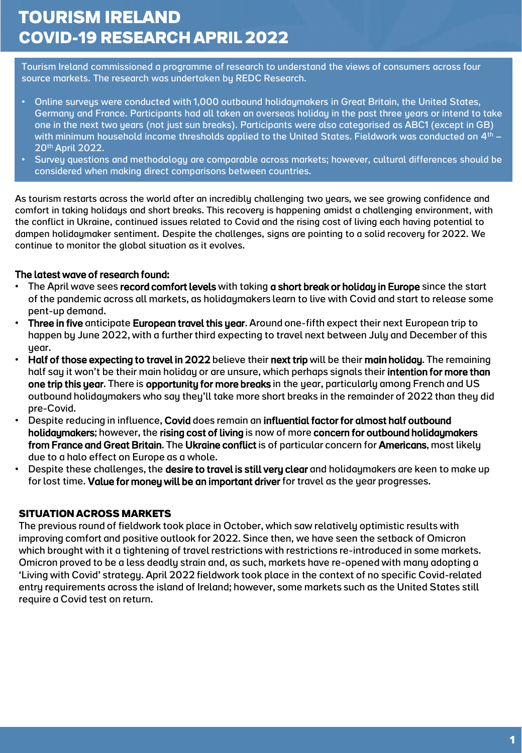# TOURISM IRELAND
# COVID-19 RESEARCH APRIL 2022

Tourism Ireland commissioned a programme of research to understand the views of consumers across four source markets. The research was undertaken by REDC Research.

- Online surveys were conducted with 1,000 outbound holidaymakers in Great Britain, the United States, Germany and France. Participants had all taken an overseas holiday in the past three years or intend to take one in the next two years (not just sun breaks). Participants were also categorised as ABC1 (except in GB) with minimum household income thresholds applied to the United States. Fieldwork was conducted on 4th – 20th April 2022.
- Survey questions and methodology are comparable across markets; however, cultural differences should be considered when making direct comparisons between countries.

As tourism restarts across the world after an incredibly challenging two years, we see growing confidence and comfort in taking holidays and short breaks. This recovery is happening amidst a challenging environment, with the conflict in Ukraine, continued issues related to Covid and the rising cost of living each having potential to dampen holidaymaker sentiment. Despite the challenges, signs are pointing to a solid recovery for 2022. We continue to monitor the global situation as it evolves.

**The latest wave of research found:**

- The April wave sees **record comfort levels** with taking **a short break or holiday in Europe** since the start of the pandemic across all markets, as holidaymakers learn to live with Covid and start to release some pent-up demand.
- **Three in five** anticipate **European travel this year**. Around one-fifth expect their next European trip to happen by June 2022, with a further third expecting to travel next between July and December of this year.
- **Half of those expecting to travel in 2022** believe their **next trip** will be their **main holiday**. The remaining half say it won't be their main holiday or are unsure, which perhaps signals their **intention for more than one trip this year**. There is **opportunity for more breaks** in the year, particularly among French and US outbound holidaymakers who say they'll take more short breaks in the remainder of 2022 than they did pre-Covid.
- Despite reducing in influence, **Covid** does remain an **influential factor for almost half outbound holidaymakers**; however, the **rising cost of living** is now of more **concern for outbound holidaymakers from France and Great Britain**. The **Ukraine conflict** is of particular concern for **Americans**, most likely due to a halo effect on Europe as a whole.
- Despite these challenges, the **desire to travel is still very clear** and holidaymakers are keen to make up for lost time. **Value for money will be an important driver** for travel as the year progresses.

## SITUATION ACROSS MARKETS

The previous round of fieldwork took place in October, which saw relatively optimistic results with improving comfort and positive outlook for 2022. Since then, we have seen the setback of Omicron which brought with it a tightening of travel restrictions with restrictions re-introduced in some markets. Omicron proved to be a less deadly strain and, as such, markets have re-opened with many adopting a 'Living with Covid' strategy. April 2022 fieldwork took place in the context of no specific Covid-related entry requirements across the island of Ireland; however, some markets such as the United States still require a Covid test on return.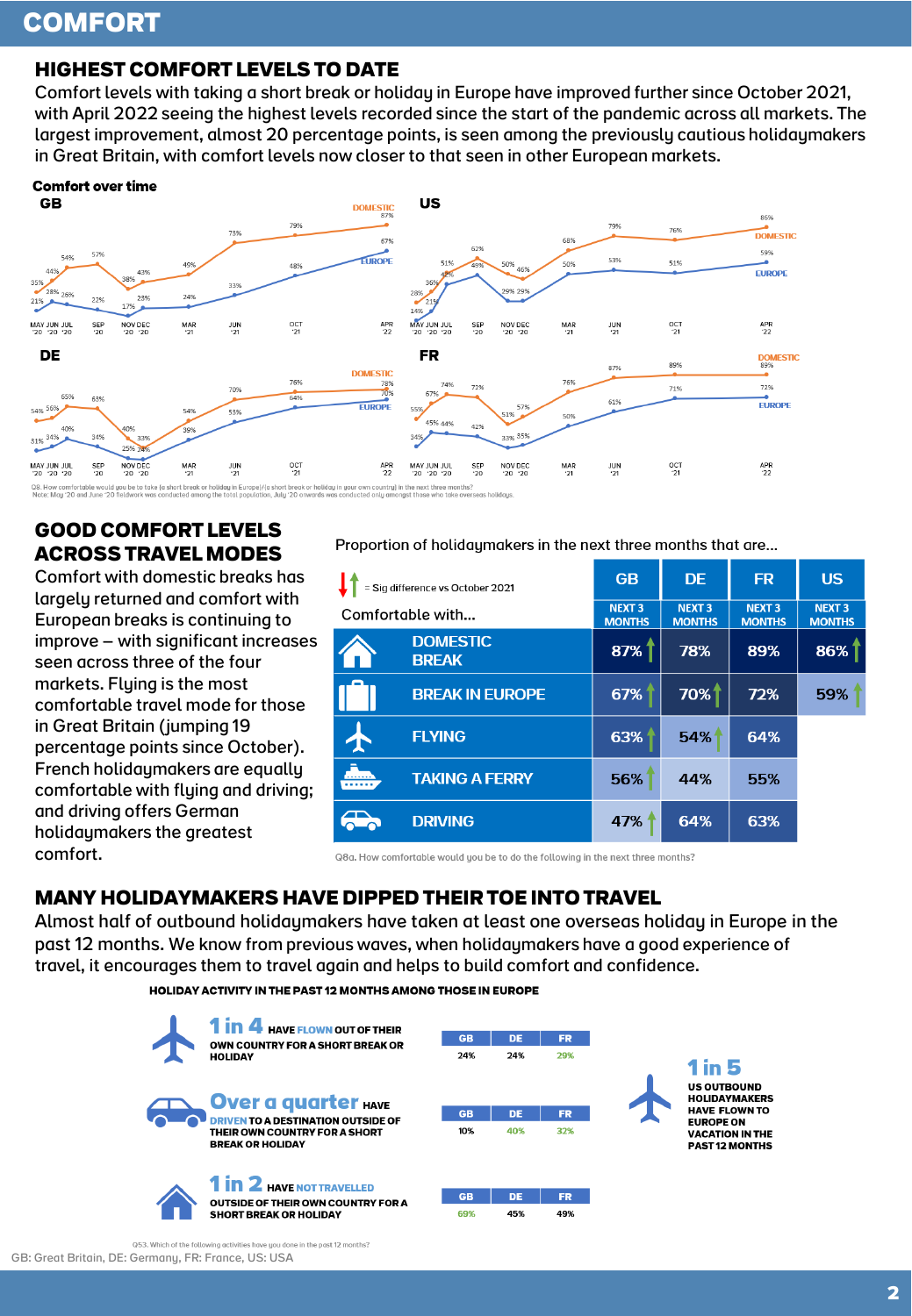# COMFORT

## HIGHEST COMFORT LEVELS TO DATE

Comfort levels with taking a short break or holiday in Europe have improved further since October 2021, with April 2022 seeing the highest levels recorded since the start of the pandemic across all markets. The largest improvement, almost 20 percentage points, is seen among the previously cautious holidaymakers in Great Britain, with comfort levels now closer to that seen in other European markets.

**Comfort over time**

**GB**

| | MAY '20 | JUN '20 | JUL '20 | SEP '20 | NOV '20 | DEC '20 | MAR '21 | JUN '21 | OCT '21 | APR '22 |
|---|---|---|---|---|---|---|---|---|---|---|
| DOMESTIC | 35% | 44% | 54% | 57% | 38% | 43% | 49% | 73% | 79% | 87% |
| EUROPE | 21% | 28% | 26% | 22% | 17% | 23% | 24% | 33% | 48% | 67% |

**US**

| | MAY '20 | JUN '20 | JUL '20 | SEP '20 | NOV '20 | DEC '20 | MAR '21 | JUN '21 | OCT '21 | APR '22 |
|---|---|---|---|---|---|---|---|---|---|---|
| DOMESTIC | 28% | 36% | 51% | 62% | 50% | 46% | 68% | 79% | 76% | 86% |
| EUROPE | 14% | 21% | 42% | 49% | 29% | 29% | 50% | 53% | 51% | 59% |

**DE**

| | MAY '20 | JUN '20 | JUL '20 | SEP '20 | NOV '20 | DEC '20 | MAR '21 | JUN '21 | OCT '21 | APR '22 |
|---|---|---|---|---|---|---|---|---|---|---|
| DOMESTIC | 54% | 55% | 65% | 63% | 40% | 33% | 54% | 70% | 76% | 78% |
| EUROPE | 31% | 34% | 40% | 34% | 25% | 24% | 39% | 53% | 64% | 70% |

**FR**

| | MAY '20 | JUN '20 | JUL '20 | SEP '20 | NOV '20 | DEC '20 | MAR '21 | JUN '21 | OCT '21 | APR '22 |
|---|---|---|---|---|---|---|---|---|---|---|
| DOMESTIC | 55% | 67% | 74% | 72% | 51% | 57% | 76% | 87% | 89% | 89% |
| EUROPE | 34% | 45% | 44% | 42% | 33% | 35% | 50% | 61% | 71% | 72% |

Q8. How comfortable would you be to take (a short break or holiday in Europe)/(a short break or holiday in your own country) in the next three months?
Note: May '20 and June '20 fieldwork was conducted among the total population, July '20 onwards was conducted only amongst those who take overseas holidays.

## GOOD COMFORT LEVELS ACROSS TRAVEL MODES

Comfort with domestic breaks has largely returned and comfort with European breaks is continuing to improve – with significant increases seen across three of the four markets. Flying is the most comfortable travel mode for those in Great Britain (jumping 19 percentage points since October). French holidaymakers are equally comfortable with flying and driving; and driving offers German holidaymakers the greatest comfort.

Proportion of holidaymakers in the next three months that are…

↓↑ = Sig difference vs October 2021

| Comfortable with… | GB NEXT 3 MONTHS | DE NEXT 3 MONTHS | FR NEXT 3 MONTHS | US NEXT 3 MONTHS |
|---|---|---|---|---|
| DOMESTIC BREAK | 87% ↑ | 78% | 89% | 86% ↑ |
| BREAK IN EUROPE | 67% ↑ | 70% ↑ | 72% | 59% ↑ |
| FLYING | 63% ↑ | 54% ↑ | 64% | |
| TAKING A FERRY | 56% ↑ | 44% | 55% | |
| DRIVING | 47% ↑ | 64% | 63% | |

Q8a. How comfortable would you be to do the following in the next three months?

## MANY HOLIDAYMAKERS HAVE DIPPED THEIR TOE INTO TRAVEL

Almost half of outbound holidaymakers have taken at least one overseas holiday in Europe in the past 12 months. We know from previous waves, when holidaymakers have a good experience of travel, it encourages them to travel again and helps to build comfort and confidence.

**HOLIDAY ACTIVITY IN THE PAST 12 MONTHS AMONG THOSE IN EUROPE**

**1 in 4** HAVE FLOWN OUT OF THEIR OWN COUNTRY FOR A SHORT BREAK OR HOLIDAY

| GB | DE | FR |
|---|---|---|
| 24% | 24% | 29% |

**Over a quarter** HAVE DRIVEN TO A DESTINATION OUTSIDE OF THEIR OWN COUNTRY FOR A SHORT BREAK OR HOLIDAY

| GB | DE | FR |
|---|---|---|
| 10% | 40% | 32% |

**1 in 2** HAVE NOT TRAVELLED OUTSIDE OF THEIR OWN COUNTRY FOR A SHORT BREAK OR HOLIDAY

| GB | DE | FR |
|---|---|---|
| 69% | 45% | 49% |

**1 in 5** US OUTBOUND HOLIDAYMAKERS HAVE FLOWN TO EUROPE ON VACATION IN THE PAST 12 MONTHS

Q53. Which of the following activities have you done in the past 12 months?

GB: Great Britain, DE: Germany, FR: France, US: USA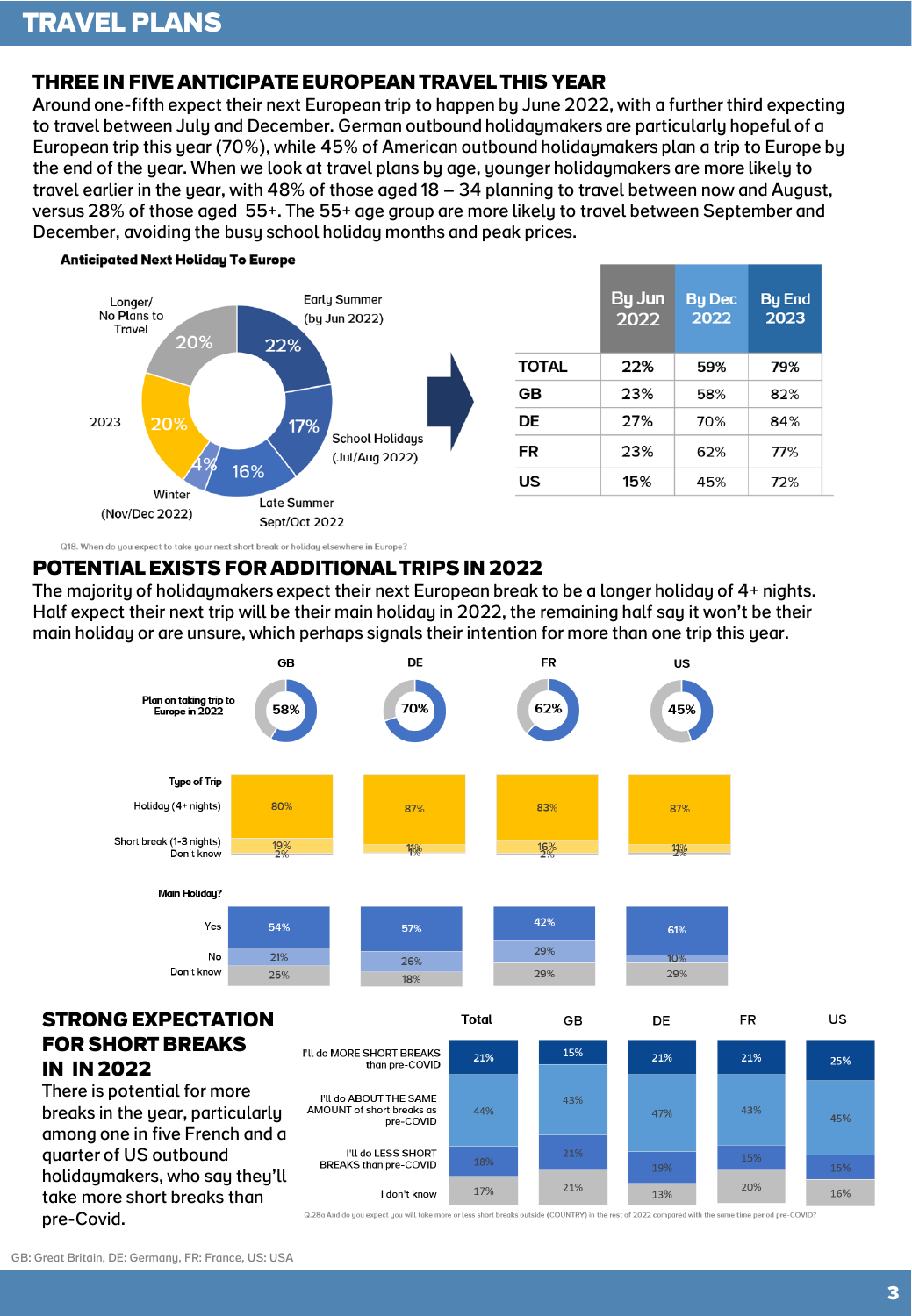# TRAVEL PLANS

## THREE IN FIVE ANTICIPATE EUROPEAN TRAVEL THIS YEAR

Around one-fifth expect their next European trip to happen by June 2022, with a further third expecting to travel between July and December. German outbound holidaymakers are particularly hopeful of a European trip this year (70%), while 45% of American outbound holidaymakers plan a trip to Europe by the end of the year. When we look at travel plans by age, younger holidaymakers are more likely to travel earlier in the year, with 48% of those aged 18 – 34 planning to travel between now and August, versus 28% of those aged 55+. The 55+ age group are more likely to travel between September and December, avoiding the busy school holiday months and peak prices.

**Anticipated Next Holiday To Europe**

| Period | % |
|---|---|
| Early Summer (by Jun 2022) | 22% |
| School Holidays (Jul/Aug 2022) | 17% |
| Late Summer Sept/Oct 2022 | 16% |
| Winter (Nov/Dec 2022) | 4% |
| 2023 | 20% |
| Longer/ No Plans to Travel | 20% |

| | By Jun 2022 | By Dec 2022 | By End 2023 |
|---|---|---|---|
| TOTAL | 22% | 59% | 79% |
| GB | 23% | 58% | 82% |
| DE | 27% | 70% | 84% |
| FR | 23% | 62% | 77% |
| US | 15% | 45% | 72% |

Q18. When do you expect to take your next short break or holiday elsewhere in Europe?

## POTENTIAL EXISTS FOR ADDITIONAL TRIPS IN 2022

The majority of holidaymakers expect their next European break to be a longer holiday of 4+ nights. Half expect their next trip will be their main holiday in 2022, the remaining half say it won't be their main holiday or are unsure, which perhaps signals their intention for more than one trip this year.

| | GB | DE | FR | US |
|---|---|---|---|---|
| Plan on taking trip to Europe in 2022 | 58% | 70% | 62% | 45% |
| **Type of Trip** | | | | |
| Holiday (4+ nights) | 80% | 87% | 83% | 87% |
| Short break (1-3 nights) | 19% | 11% | 16% | 11% |
| Don't know | 2% | 1% | 2% | 2% |
| **Main Holiday?** | | | | |
| Yes | 54% | 57% | 42% | 61% |
| No | 21% | 26% | 29% | 10% |
| Don't know | 25% | 18% | 29% | 29% |

## STRONG EXPECTATION FOR SHORT BREAKS IN IN 2022

There is potential for more breaks in the year, particularly among one in five French and a quarter of US outbound holidaymakers, who say they'll take more short breaks than pre-Covid.

| | Total | GB | DE | FR | US |
|---|---|---|---|---|---|
| I'll do MORE SHORT BREAKS than pre-COVID | 21% | 15% | 21% | 21% | 25% |
| I'll do ABOUT THE SAME AMOUNT of short breaks as pre-COVID | 44% | 43% | 47% | 43% | 45% |
| I'll do LESS SHORT BREAKS than pre-COVID | 18% | 21% | 19% | 15% | 15% |
| I don't know | 17% | 21% | 13% | 20% | 16% |

Q.28a And do you expect you will take more or less short breaks outside (COUNTRY) in the rest of 2022 compared with the same time period pre-COVID?

GB: Great Britain, DE: Germany, FR: France, US: USA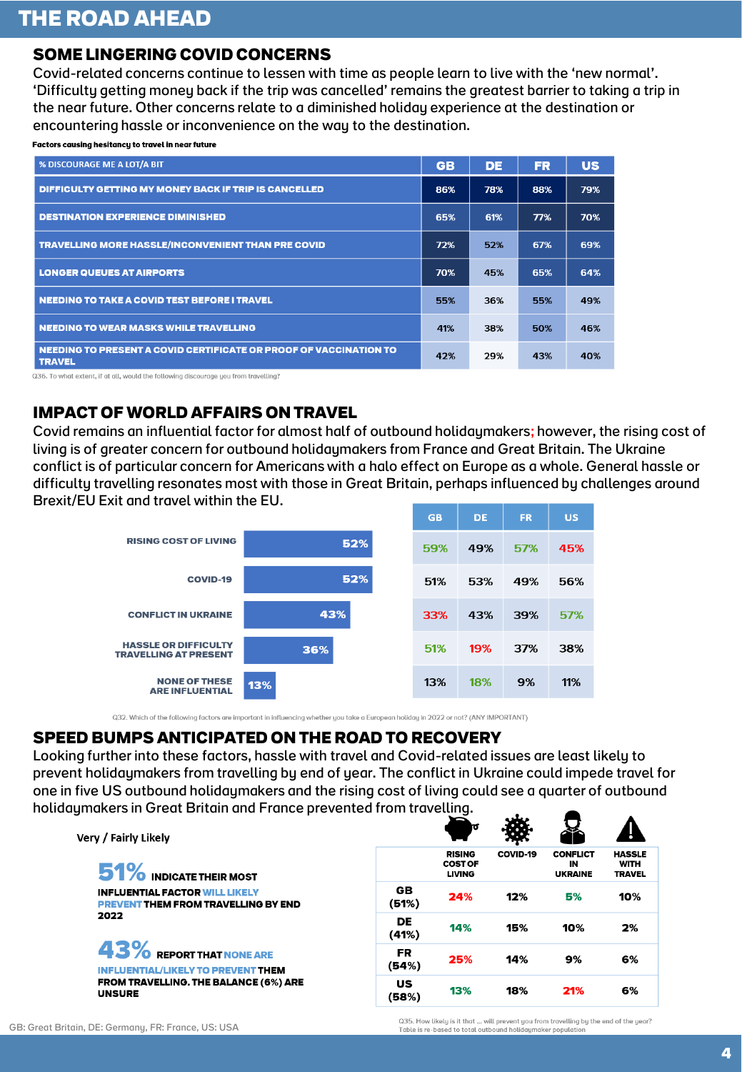# THE ROAD AHEAD

## SOME LINGERING COVID CONCERNS

Covid-related concerns continue to lessen with time as people learn to live with the 'new normal'. 'Difficulty getting money back if the trip was cancelled' remains the greatest barrier to taking a trip in the near future. Other concerns relate to a diminished holiday experience at the destination or encountering hassle or inconvenience on the way to the destination.

**Factors causing hesitancy to travel in near future**

| % DISCOURAGE ME A LOT/A BIT | GB | DE | FR | US |
|---|---|---|---|---|
| DIFFICULTY GETTING MY MONEY BACK IF TRIP IS CANCELLED | 86% | 78% | 88% | 79% |
| DESTINATION EXPERIENCE DIMINISHED | 65% | 61% | 77% | 70% |
| TRAVELLING MORE HASSLE/INCONVENIENT THAN PRE COVID | 72% | 52% | 67% | 69% |
| LONGER QUEUES AT AIRPORTS | 70% | 45% | 65% | 64% |
| NEEDING TO TAKE A COVID TEST BEFORE I TRAVEL | 55% | 36% | 55% | 49% |
| NEEDING TO WEAR MASKS WHILE TRAVELLING | 41% | 38% | 50% | 46% |
| NEEDING TO PRESENT A COVID CERTIFICATE OR PROOF OF VACCINATION TO TRAVEL | 42% | 29% | 43% | 40% |

Q36. To what extent, if at all, would the following discourage you from travelling?

## IMPACT OF WORLD AFFAIRS ON TRAVEL

Covid remains an influential factor for almost half of outbound holidaymakers; however, the rising cost of living is of greater concern for outbound holidaymakers from France and Great Britain. The Ukraine conflict is of particular concern for Americans with a halo effect on Europe as a whole. General hassle or difficulty travelling resonates most with those in Great Britain, perhaps influenced by challenges around Brexit/EU Exit and travel within the EU.

| Factor | Total | GB | DE | FR | US |
|---|---|---|---|---|---|
| RISING COST OF LIVING | 52% | 59% | 49% | 57% | 45% |
| COVID-19 | 52% | 51% | 53% | 49% | 56% |
| CONFLICT IN UKRAINE | 43% | 33% | 43% | 39% | 57% |
| HASSLE OR DIFFICULTY TRAVELLING AT PRESENT | 36% | 51% | 19% | 37% | 38% |
| NONE OF THESE ARE INFLUENTIAL | 13% | 13% | 18% | 9% | 11% |

Q32. Which of the following factors are important in influencing whether you take a European holiday in 2022 or not? (ANY IMPORTANT)

## SPEED BUMPS ANTICIPATED ON THE ROAD TO RECOVERY

Looking further into these factors, hassle with travel and Covid-related issues are least likely to prevent holidaymakers from travelling by end of year. The conflict in Ukraine could impede travel for one in five US outbound holidaymakers and the rising cost of living could see a quarter of outbound holidaymakers in Great Britain and France prevented from travelling.

Very / Fairly Likely

**51%** INDICATE THEIR MOST INFLUENTIAL FACTOR WILL LIKELY PREVENT THEM FROM TRAVELLING BY END 2022

**43%** REPORT THAT NONE ARE INFLUENTIAL/LIKELY TO PREVENT THEM FROM TRAVELLING. THE BALANCE (6%) ARE UNSURE

| | RISING COST OF LIVING | COVID-19 | CONFLICT IN UKRAINE | HASSLE WITH TRAVEL |
|---|---|---|---|---|
| GB (51%) | 24% | 12% | 5% | 10% |
| DE (41%) | 14% | 15% | 10% | 2% |
| FR (54%) | 25% | 14% | 9% | 6% |
| US (58%) | 13% | 18% | 21% | 6% |

Q35. How likely is it that ... will prevent you from travelling by the end of the year? Table is re-based to total outbound holidaymaker population

GB: Great Britain, DE: Germany, FR: France, US: USA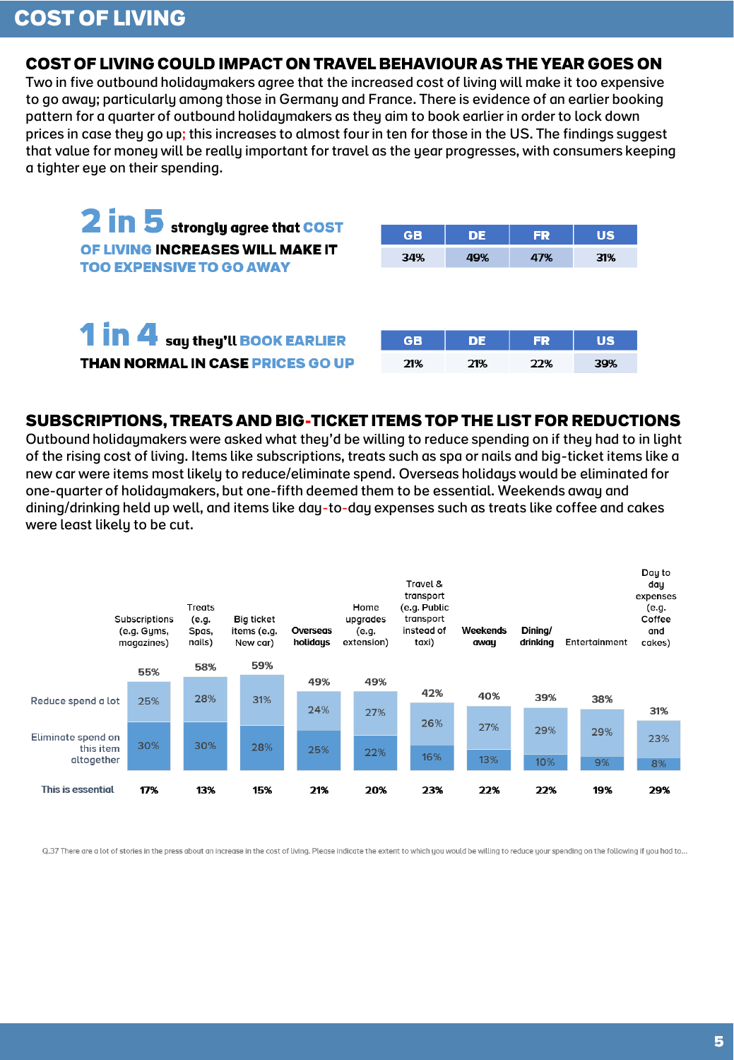# COST OF LIVING

## COST OF LIVING COULD IMPACT ON TRAVEL BEHAVIOUR AS THE YEAR GOES ON

Two in five outbound holidaymakers agree that the increased cost of living will make it too expensive to go away; particularly among those in Germany and France. There is evidence of an earlier booking pattern for a quarter of outbound holidaymakers as they aim to book earlier in order to lock down prices in case they go up; this increases to almost four in ten for those in the US. The findings suggest that value for money will be really important for travel as the year progresses, with consumers keeping a tighter eye on their spending.

**2 in 5** strongly agree that **COST OF LIVING INCREASES WILL MAKE IT TOO EXPENSIVE TO GO AWAY**

| GB | DE | FR | US |
|---|---|---|---|
| 34% | 49% | 47% | 31% |

**1 in 4** say they'll **BOOK EARLIER THAN NORMAL IN CASE PRICES GO UP**

| GB | DE | FR | US |
|---|---|---|---|
| 21% | 21% | 22% | 39% |

## SUBSCRIPTIONS, TREATS AND BIG-TICKET ITEMS TOP THE LIST FOR REDUCTIONS

Outbound holidaymakers were asked what they'd be willing to reduce spending on if they had to in light of the rising cost of living. Items like subscriptions, treats such as spa or nails and big-ticket items like a new car were items most likely to reduce/eliminate spend. Overseas holidays would be eliminated for one-quarter of holidaymakers, but one-fifth deemed them to be essential. Weekends away and dining/drinking held up well, and items like day-to-day expenses such as treats like coffee and cakes were least likely to be cut.

| | Subscriptions (e.g. Gyms, magazines) | Treats (e.g. Spas, nails) | Big ticket items (e.g. New car) | Overseas holidays | Home upgrades (e.g. extension) | Travel & transport (e.g. Public transport instead of taxi) | Weekends away | Dining/ drinking | Entertainment | Day to day expenses (e.g. Coffee and cakes) |
|---|---|---|---|---|---|---|---|---|---|---|
| Total | 55% | 58% | 59% | 49% | 49% | 42% | 40% | 39% | 38% | 31% |
| Reduce spend a lot | 25% | 28% | 31% | 24% | 27% | 26% | 27% | 29% | 29% | 23% |
| Eliminate spend on this item altogether | 30% | 30% | 28% | 25% | 22% | 16% | 13% | 10% | 9% | 8% |
| This is essential | 17% | 13% | 15% | 21% | 20% | 23% | 22% | 22% | 19% | 29% |

Q.37 There are a lot of stories in the press about an increase in the cost of living. Please indicate the extent to which you would be willing to reduce your spending on the following if you had to...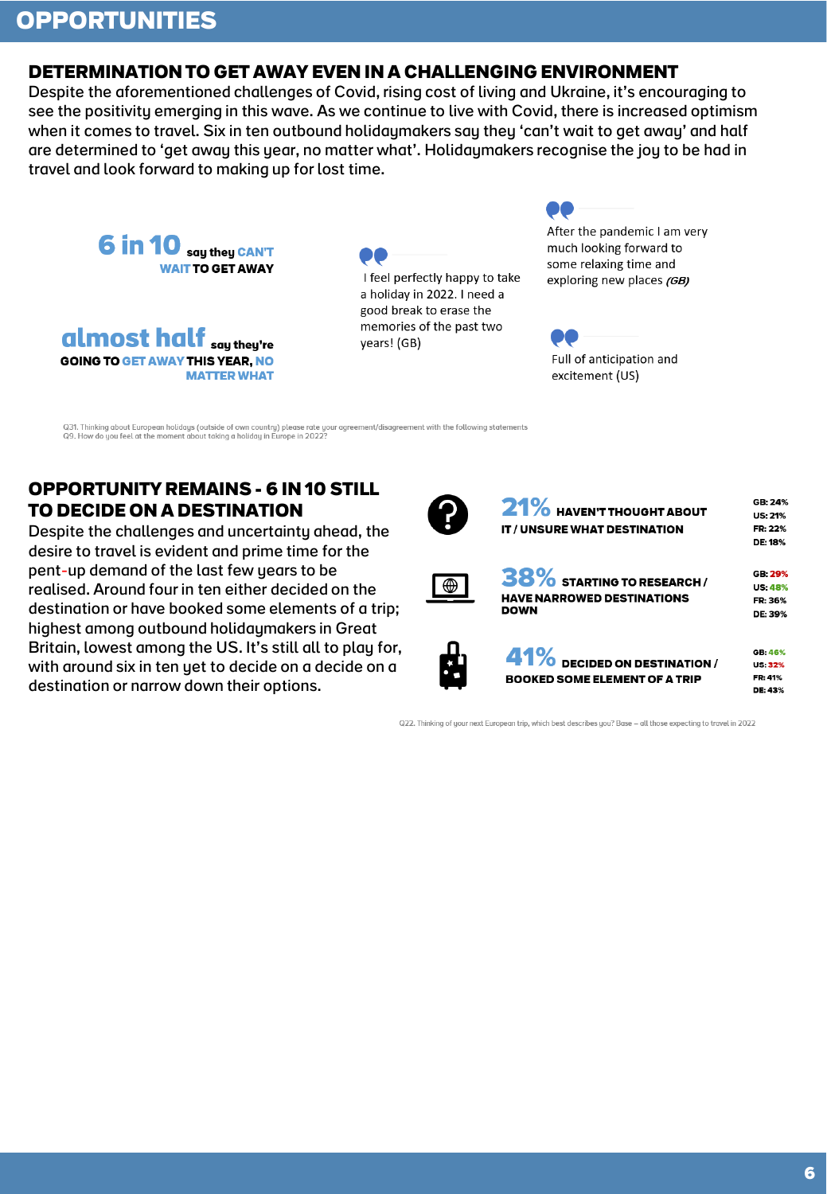# OPPORTUNITIES

## DETERMINATION TO GET AWAY EVEN IN A CHALLENGING ENVIRONMENT

Despite the aforementioned challenges of Covid, rising cost of living and Ukraine, it's encouraging to see the positivity emerging in this wave. As we continue to live with Covid, there is increased optimism when it comes to travel. Six in ten outbound holidaymakers say they 'can't wait to get away' and half are determined to 'get away this year, no matter what'. Holidaymakers recognise the joy to be had in travel and look forward to making up for lost time.

**6 in 10** say they **CAN'T WAIT TO GET AWAY**

**almost half** say they're **GOING TO GET AWAY THIS YEAR, NO MATTER WHAT**

"I feel perfectly happy to take a holiday in 2022. I need a good break to erase the memories of the past two years! (GB)"

"After the pandemic I am very much looking forward to some relaxing time and exploring new places *(GB)*"

"Full of anticipation and excitement (US)"

Q31. Thinking about European holidays (outside of own country) please rate your agreement/disagreement with the following statements
Q9. How do you feel at the moment about taking a holiday in Europe in 2022?

## OPPORTUNITY REMAINS - 6 IN 10 STILL TO DECIDE ON A DESTINATION

Despite the challenges and uncertainty ahead, the desire to travel is evident and prime time for the pent-up demand of the last few years to be realised. Around four in ten either decided on the destination or have booked some elements of a trip; highest among outbound holidaymakers in Great Britain, lowest among the US. It's still all to play for, with around six in ten yet to decide on a decide on a destination or narrow down their options.

**21%** HAVEN'T THOUGHT ABOUT IT / UNSURE WHAT DESTINATION
GB: 24%
US: 21%
FR: 22%
DE: 18%

**38%** STARTING TO RESEARCH / HAVE NARROWED DESTINATIONS DOWN
GB: 29%
US: 48%
FR: 36%
DE: 39%

**41%** DECIDED ON DESTINATION / BOOKED SOME ELEMENT OF A TRIP
GB: 46%
US: 32%
FR: 41%
DE: 43%

Q22. Thinking of your next European trip, which best describes you? Base – all those expecting to travel in 2022